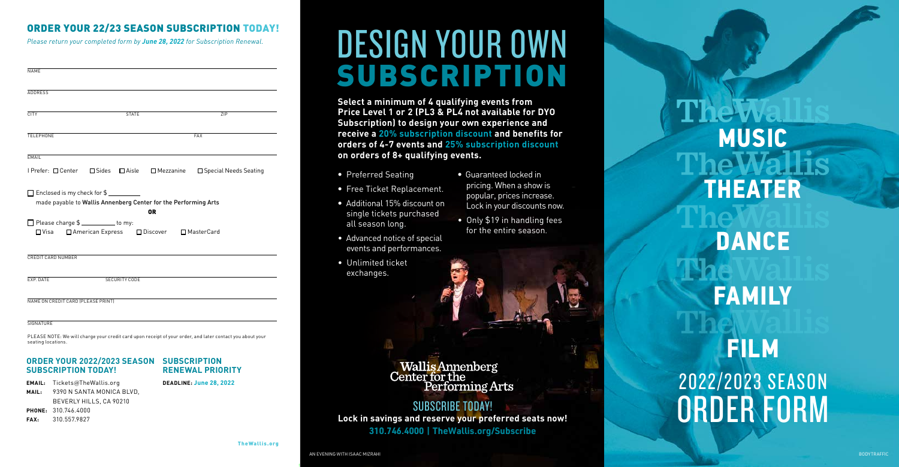## ORDER YOUR 22/23 SEASON SUBSCRIPTION TODAY!

*Please return your completed form by **June 28, 2022** for Subscription Renewal.*

NAME

ADDRESS

CITY STATE ZIP

TELEPHONE FAX

EMAIL

I Prefer: ☐ Center ☐ Sides ☐ Aisle ☐ Mezzanine ☐ Special Needs Seating

☐ Enclosed is my check for $ _________
made payable to **Wallis Annenberg Center for the Performing Arts**

**OR**

☐ Please charge $ _________ to my:
☐ Visa ☐ American Express ☐ Discover ☐ MasterCard

CREDIT CARD NUMBER

EXP. DATE SECURITY CODE

NAME ON CREDIT CARD (PLEASE PRINT)

SIGNATURE

PLEASE NOTE: We will charge your credit card upon receipt of your order, and later contact you about your seating locations.

### ORDER YOUR 2022/2023 SEASON SUBSCRIPTION TODAY!

**EMAIL:** Tickets@TheWallis.org
**MAIL:** 9390 N SANTA MONICA BLVD, BEVERLY HILLS, CA 90210
**PHONE:** 310.746.4000
**FAX:** 310.557.9827

### SUBSCRIPTION RENEWAL PRIORITY

**DEADLINE: June 28, 2022**

TheWallis.org

# DESIGN YOUR OWN SUBSCRIPTION

**Select a minimum of 4 qualifying events from Price Level 1 or 2 (PL3 & PL4 not available for DYO Subscription) to design your own experience and receive a 20% subscription discount and benefits for orders of 4-7 events and 25% subscription discount on orders of 8+ qualifying events.**

- Preferred Seating
- Free Ticket Replacement.
- Additional 15% discount on single tickets purchased all season long.
- Advanced notice of special events and performances.
- Unlimited ticket exchanges.
- Guaranteed locked in pricing. When a show is popular, prices increase. Lock in your discounts now.
- Only $19 in handling fees for the entire season.

Wallis Annenberg Center for the Performing Arts

## SUBSCRIBE TODAY!

**Lock in savings and reserve your preferred seats now!**

**310.746.4000 | TheWallis.org/Subscribe**

AN EVENING WITH ISAAC MIZRAHI

# The Wallis

**MUSIC**
**THEATER**
**DANCE**
**FAMILY**
**FILM**

## 2022/2023 SEASON ORDER FORM

BODYTRAFFIC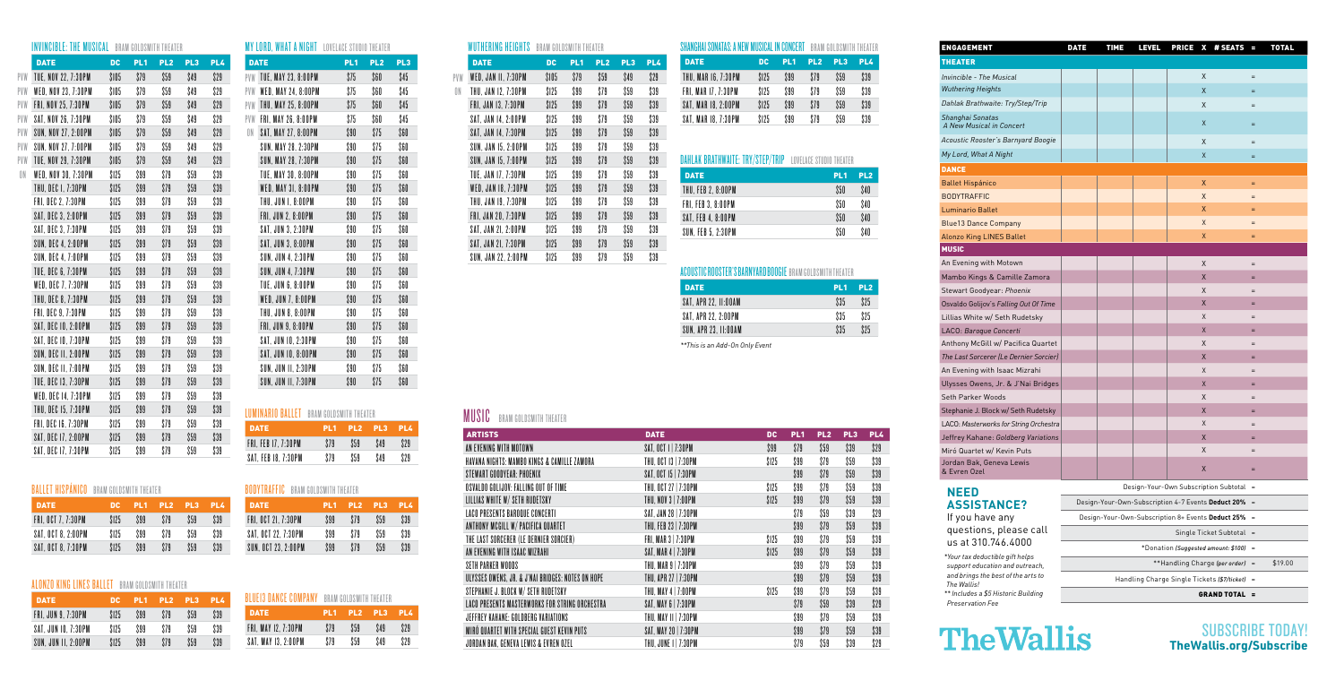## INVINCIBLE: THE MUSICAL — BRAM GOLDSMITH THEATER

| | DATE | DC | PL1 | PL2 | PL3 | PL4 |
|---|---|---|---|---|---|---|
| PVW | TUE, NOV 22, 7:30PM | $105 | $79 | $59 | $49 | $29 |
| PVW | WED, NOV 23, 7:30PM | $105 | $79 | $59 | $49 | $29 |
| PVW | THU, NOV 25, 7:30PM | $105 | $79 | $59 | $49 | $29 |
| PVW | SAT, NOV 26, 7:30PM | $105 | $79 | $59 | $49 | $29 |
| PVW | SUN, NOV 27, 2:00PM | $105 | $79 | $59 | $49 | $29 |
| PVW | SUN, NOV 27, 7:00PM | $105 | $79 | $59 | $49 | $29 |
| PVW | TUE, NOV 29, 7:30PM | $105 | $79 | $59 | $49 | $29 |
| ON | WED, NOV 30, 7:30PM | $125 | $99 | $79 | $59 | $39 |
| | THU, DEC 1, 7:30PM | $125 | $99 | $79 | $59 | $39 |
| | FRI, DEC 2, 7:30PM | $125 | $99 | $79 | $59 | $39 |
| | SAT, DEC 3, 2:00PM | $125 | $99 | $79 | $59 | $39 |
| | SAT, DEC 3, 7:30PM | $125 | $99 | $79 | $59 | $39 |
| | SUN, DEC 4, 2:00PM | $125 | $99 | $79 | $59 | $39 |
| | SUN, DEC 4, 7:00PM | $125 | $99 | $79 | $59 | $39 |
| | TUE, DEC 6, 7:30PM | $125 | $99 | $79 | $59 | $39 |
| | WED, DEC 7, 7:30PM | $125 | $99 | $79 | $59 | $39 |
| | THU, DEC 8, 7:30PM | $125 | $99 | $79 | $59 | $39 |
| | FRI, DEC 9, 7:30PM | $125 | $99 | $79 | $59 | $39 |
| | SAT, DEC 10, 2:00PM | $125 | $99 | $79 | $59 | $39 |
| | SAT, DEC 10, 7:30PM | $125 | $99 | $79 | $59 | $39 |
| | SUN, DEC 11, 2:00PM | $125 | $99 | $79 | $59 | $39 |
| | SUN, DEC 11, 7:00PM | $125 | $99 | $79 | $59 | $39 |
| | TUE, DEC 13, 7:30PM | $125 | $99 | $79 | $59 | $39 |
| | WED, DEC 14, 7:30PM | $125 | $99 | $79 | $59 | $39 |
| | THU, DEC 15, 7:30PM | $125 | $99 | $79 | $59 | $39 |
| | FRI, DEC 16, 7:30PM | $125 | $99 | $79 | $59 | $39 |
| | SAT, DEC 17, 2:00PM | $125 | $99 | $79 | $59 | $39 |
| | SAT, DEC 17, 7:30PM | $125 | $99 | $79 | $59 | $39 |

## MY LORD, WHAT A NIGHT — LOVELACE STUDIO THEATER

| | DATE | PL1 | PL2 | PL3 |
|---|---|---|---|---|
| PVW | TUE, MAY 23, 8:00PM | $75 | $60 | $45 |
| PVW | WED, MAY 24, 8:00PM | $75 | $60 | $45 |
| PVW | THU, MAY 25, 8:00PM | $75 | $60 | $45 |
| PVW | FRI, MAY 26, 8:00PM | $75 | $60 | $45 |
| ON | SAT, MAY 27, 8:00PM | $90 | $75 | $60 |
| | SUN, MAY 28, 2:30PM | $90 | $75 | $60 |
| | SUN, MAY 28, 7:30PM | $90 | $75 | $60 |
| | TUE, MAY 30, 8:00PM | $90 | $75 | $60 |
| | WED, MAY 31, 8:00PM | $90 | $75 | $60 |
| | THU, JUN 1, 8:00PM | $90 | $75 | $60 |
| | FRI, JUN 2, 8:00PM | $90 | $75 | $60 |
| | SAT, JUN 3, 2:30PM | $90 | $75 | $60 |
| | SAT, JUN 3, 8:00PM | $90 | $75 | $60 |
| | SUN, JUN 4, 2:30PM | $90 | $75 | $60 |
| | SUN, JUN 4, 7:30PM | $90 | $75 | $60 |
| | TUE, JUN 6, 8:00PM | $90 | $75 | $60 |
| | WED, JUN 7, 8:00PM | $90 | $75 | $60 |
| | THU, JUN 8, 8:00PM | $90 | $75 | $60 |
| | FRI, JUN 9, 8:00PM | $90 | $75 | $60 |
| | SAT, JUN 10, 2:30PM | $90 | $75 | $60 |
| | SAT, JUN 10, 8:00PM | $90 | $75 | $60 |
| | SUN, JUN 11, 2:30PM | $90 | $75 | $60 |
| | SUN, JUN 11, 7:30PM | $90 | $75 | $60 |

## BALLET HISPÁNICO — BRAM GOLDSMITH THEATER

| DATE | DC | PL1 | PL2 | PL3 | PL4 |
|---|---|---|---|---|---|
| FRI, OCT 7, 7:30PM | $125 | $99 | $79 | $59 | $39 |
| SAT, OCT 8, 2:00PM | $125 | $99 | $79 | $59 | $39 |
| SAT, OCT 8, 7:30PM | $125 | $99 | $79 | $59 | $39 |

## LUMINARIO BALLET — BRAM GOLDSMITH THEATER

| DATE | PL1 | PL2 | PL3 | PL4 |
|---|---|---|---|---|
| FRI, FEB 17, 7:30PM | $79 | $59 | $49 | $29 |
| SAT, FEB 18, 7:30PM | $79 | $59 | $49 | $29 |

## BODYTRAFFIC — BRAM GOLDSMITH THEATER

| DATE | PL1 | PL2 | PL3 | PL4 |
|---|---|---|---|---|
| FRI, OCT 21, 7:30PM | $99 | $79 | $59 | $39 |
| SAT, OCT 22, 7:30PM | $99 | $79 | $59 | $39 |
| SUN, OCT 23, 2:00PM | $99 | $79 | $59 | $39 |

## ALONZO KING LINES BALLET — BRAM GOLDSMITH THEATER

| DATE | DC | PL1 | PL2 | PL3 | PL4 |
|---|---|---|---|---|---|
| FRI, JUN 9, 7:30PM | $125 | $99 | $79 | $59 | $39 |
| SAT, JUN 10, 7:30PM | $125 | $99 | $79 | $59 | $39 |
| SUN, JUN 11, 2:00PM | $125 | $99 | $79 | $59 | $39 |

## BLUE13 DANCE COMPANY — BRAM GOLDSMITH THEATER

| DATE | PL1 | PL2 | PL3 | PL4 |
|---|---|---|---|---|
| FRI, MAY 12, 7:30PM | $79 | $59 | $49 | $29 |
| SAT, MAY 13, 2:00PM | $79 | $59 | $49 | $29 |

## WUTHERING HEIGHTS — BRAM GOLDSMITH THEATER

| | DATE | DC | PL1 | PL2 | PL3 | PL4 |
|---|---|---|---|---|---|---|
| PVW | WED, JAN 11, 7:30PM | $105 | $79 | $59 | $49 | $29 |
| ON | THU, JAN 12, 7:30PM | $125 | $99 | $79 | $59 | $39 |
| | FRI, JAN 13, 7:30PM | $125 | $99 | $79 | $59 | $39 |
| | SAT, JAN 14, 2:00PM | $125 | $99 | $79 | $59 | $39 |
| | SAT, JAN 14, 7:30PM | $125 | $99 | $79 | $59 | $39 |
| | SUN, JAN 15, 2:00PM | $125 | $99 | $79 | $59 | $39 |
| | SUN, JAN 15, 7:00PM | $125 | $99 | $79 | $59 | $39 |
| | TUE, JAN 17, 7:30PM | $125 | $99 | $79 | $59 | $39 |
| | WED, JAN 18, 7:30PM | $125 | $99 | $79 | $59 | $39 |
| | THU, JAN 19, 7:30PM | $125 | $99 | $79 | $59 | $39 |
| | FRI, JAN 20, 7:30PM | $125 | $99 | $79 | $59 | $39 |
| | SAT, JAN 21, 2:00PM | $125 | $99 | $79 | $59 | $39 |
| | SAT, JAN 21, 7:30PM | $125 | $99 | $79 | $59 | $39 |
| | SUN, JAN 22, 2:00PM | $125 | $99 | $79 | $59 | $39 |

## SHANGHAI SONATAS: A NEW MUSICAL IN CONCERT — BRAM GOLDSMITH THEATER

| DATE | DC | PL1 | PL2 | PL3 | PL4 |
|---|---|---|---|---|---|
| THU, MAR 16, 7:30PM | $125 | $99 | $79 | $59 | $39 |
| FRI, MAR 17, 7:30PM | $125 | $99 | $79 | $59 | $39 |
| SAT, MAR 18, 2:00PM | $125 | $99 | $79 | $59 | $39 |
| SAT, MAR 18, 7:30PM | $125 | $99 | $79 | $59 | $39 |

## DAHLAK BRATHWAITE: TRY/STEP/TRIP — LOVELACE STUDIO THEATER

| DATE | PL1 | PL2 |
|---|---|---|
| THU, FEB 2, 8:00PM | $50 | $40 |
| FRI, FEB 3, 8:00PM | $50 | $40 |
| SAT, FEB 4, 8:00PM | $50 | $40 |
| SUN, FEB 5, 2:30PM | $50 | $40 |

## ACOUSTIC ROOSTER'S BARNYARD BOOGIE — BRAM GOLDSMITH THEATER

| DATE | PL1 | PL2 |
|---|---|---|
| SAT, APR 22, 11:00AM | $35 | $25 |
| SAT, APR 22, 2:00PM | $35 | $25 |
| SUN, APR 23, 11:00AM | $35 | $25 |

*\*\*This is an Add-On Only Event*

## MUSIC — BRAM GOLDSMITH THEATER

| ARTISTS | DATE | DC | PL1 | PL2 | PL3 | PL4 |
|---|---|---|---|---|---|---|
| AN EVENING WITH MOTOWN | SAT, OCT 1 \| 7:30PM | $99 | $79 | $59 | $39 | $29 |
| HAVANA NIGHTS: MAMBO KINGS & CAMILLE ZAMORA | THU, OCT 13 \| 7:30PM | $125 | $99 | $79 | $59 | $39 |
| STEWART GOODYEAR: PHOENIX | SAT, OCT 15 \| 7:30PM | | $99 | $79 | $59 | $39 |
| OSVALDO GOLIJOV: FALLING OUT OF TIME | THU, OCT 27 \| 7:30PM | $125 | $99 | $79 | $59 | $39 |
| LILLIAS WHITE W/ SETH RUDETSKY | THU, NOV 3 \| 7:00PM | $125 | $99 | $79 | $59 | $39 |
| LACO PRESENTS BAROQUE CONCERTI | SAT, JAN 28 \| 7:30PM | | $79 | $59 | $39 | $29 |
| ANTHONY MCGILL W/ PACIFICA QUARTET | THU, FEB 23 \| 7:30PM | | $99 | $79 | $59 | $39 |
| THE LAST SORCERER (LE DERNIER SORCIER) | FRI, MAR 3 \| 7:30PM | $125 | $99 | $79 | $59 | $39 |
| AN EVENING WITH ISAAC MIZRAHI | SAT, MAR 4 \| 7:30PM | $125 | $99 | $79 | $59 | $39 |
| SETH PARKER WOODS | THU, MAR 9 \| 7:30PM | | $99 | $79 | $59 | $39 |
| ULYSSES OWENS, JR. & J'NAI BRIDGES: NOTES ON HOPE | THU, APR 27 \| 7:30PM | | $99 | $79 | $59 | $39 |
| STEPHANIE J. BLOCK W/ SETH RUDETSKY | THU, MAY 4 \| 7:00PM | $125 | $99 | $79 | $59 | $39 |
| LACO PRESENTS MASTERWORKS FOR STRING ORCHESTRA | SAT, MAY 6 \| 7:30PM | | $79 | $59 | $39 | $29 |
| JEFFREY KAHANE: GOLDBERG VARIATIONS | THU, MAY 11 \| 7:30PM | | $99 | $79 | $59 | $39 |
| MIRÓ QUARTET WITH SPECIAL GUEST KEVIN PUTS | SAT, MAY 20 \| 7:30PM | | $99 | $79 | $59 | $39 |
| JORDAN BAK, GENEVA LEWIS & EVREN OZEL | THU, JUNE 1 \| 7:30PM | | $79 | $59 | $39 | $29 |

## ORDER FORM

| ENGAGEMENT | DATE | TIME | LEVEL | PRICE | X | # SEATS | = | TOTAL |
|---|---|---|---|---|---|---|---|---|
| **THEATER** | | | | | | | | |
| *Invincible - The Musical* | | | | | X | | = | |
| *Wuthering Heights* | | | | | X | | = | |
| *Dahlak Brathwaite: Try/Step/Trip* | | | | | X | | = | |
| *Shanghai Sonatas A New Musical in Concert* | | | | | X | | = | |
| *Acoustic Rooster's Barnyard Boogie* | | | | | X | | = | |
| *My Lord, What A Night* | | | | | X | | = | |
| **DANCE** | | | | | | | | |
| Ballet Hispánico | | | | | X | | = | |
| BODYTRAFFIC | | | | | X | | = | |
| Luminario Ballet | | | | | X | | = | |
| Blue13 Dance Company | | | | | X | | = | |
| Alonzo King LINES Ballet | | | | | X | | = | |
| **MUSIC** | | | | | | | | |
| An Evening with Motown | | | | | X | | = | |
| Mambo Kings & Camille Zamora | | | | | X | | = | |
| Stewart Goodyear: *Phoenix* | | | | | X | | = | |
| Osvaldo Golijov's *Falling Out Of Time* | | | | | X | | = | |
| Lillias White w/ Seth Rudetsky | | | | | X | | = | |
| LACO: *Baroque Concerti* | | | | | X | | = | |
| Anthony McGill w/ Pacifica Quartet | | | | | X | | = | |
| *The Last Sorcerer (Le Dernier Sorcier)* | | | | | X | | = | |
| An Evening with Isaac Mizrahi | | | | | X | | = | |
| Ulysses Owens, Jr. & J'Nai Bridges | | | | | X | | = | |
| Seth Parker Woods | | | | | X | | = | |
| Stephanie J. Block w/ Seth Rudetsky | | | | | X | | = | |
| LACO: *Masterworks for String Orchestra* | | | | | X | | = | |
| Jeffrey Kahane: *Goldberg Variations* | | | | | X | | = | |
| Miró Quartet w/ Kevin Puts | | | | | X | | = | |
| Jordan Bak, Geneva Lewis & Evren Ozel | | | | | X | | = | |

| | |
|---|---|
| Design-Your-Own Subscription Subtotal = | |
| Design-Your-Own-Subscription 4-7 Events **Deduct 20%** = | |
| Design-Your-Own-Subscription 8+ Events **Deduct 25%** = | |
| Single Ticket Subtotal = | |
| \*Donation *(Suggested amount: $100)* = | |
| \*\*Handling Charge *(per order)* = | $19.00 |
| Handling Charge Single Tickets *($7/ticket)* = | |
| **GRAND TOTAL =** | |

### NEED ASSISTANCE?

If you have any questions, please call us at 310.746.4000

*\*Your tax deductible gift helps support education and outreach, and brings the best of the arts to The Wallis!*

*\*\* Includes a $5 Historic Building Preservation Fee*

**The Wallis**

**SUBSCRIBE TODAY!**
**TheWallis.org/Subscribe**